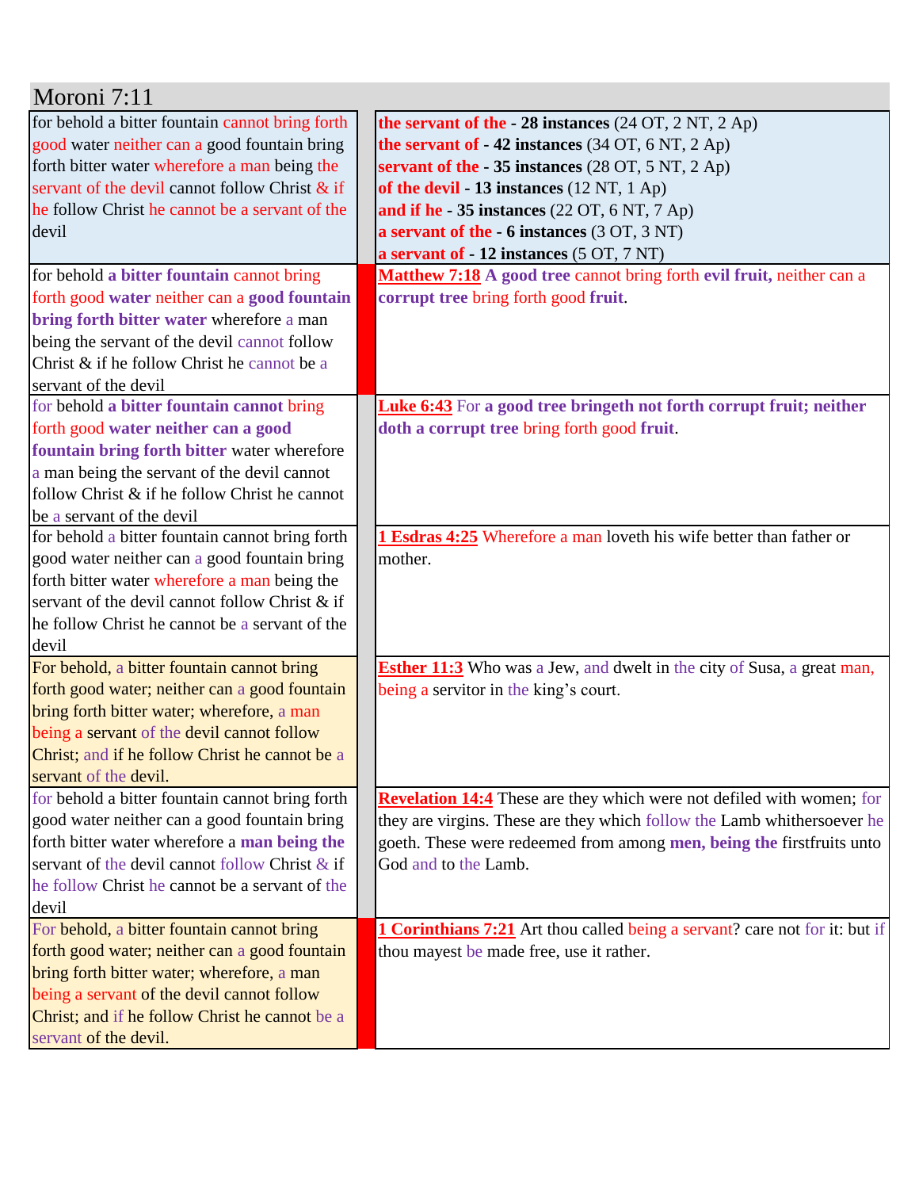# Moroni 7:11

| | | |
|---|---|---|
| for behold a bitter fountain cannot bring forth good water neither can a good fountain bring forth bitter water wherefore a man being the servant of the devil cannot follow Christ & if he follow Christ he cannot be a servant of the devil | | **the servant of the - 28 instances** (24 OT, 2 NT, 2 Ap)<br>**the servant of - 42 instances** (34 OT, 6 NT, 2 Ap)<br>**servant of the - 35 instances** (28 OT, 5 NT, 2 Ap)<br>**of the devil - 13 instances** (12 NT, 1 Ap)<br>**and if he - 35 instances** (22 OT, 6 NT, 7 Ap)<br>**a servant of the - 6 instances** (3 OT, 3 NT)<br>**a servant of - 12 instances** (5 OT, 7 NT) |
| for behold **a bitter fountain** cannot bring forth good **water** neither can **a good fountain bring forth bitter water** wherefore a man being the servant of the devil cannot follow Christ & if he follow Christ he cannot be a servant of the devil | | **Matthew 7:18** **A good tree** cannot bring forth **evil fruit,** neither can a **corrupt tree** bring forth good **fruit**. |
| for behold **a bitter fountain cannot** bring forth good **water neither can a good fountain bring forth bitter** water wherefore a man being the servant of the devil cannot follow Christ & if he follow Christ he cannot be a servant of the devil | | **Luke 6:43** For **a good tree bringeth not forth corrupt fruit; neither doth a corrupt tree** bring forth good **fruit**. |
| for behold a bitter fountain cannot bring forth good water neither can a good fountain bring forth bitter water wherefore a man being the servant of the devil cannot follow Christ & if he follow Christ he cannot be a servant of the devil | | **1 Esdras 4:25** Wherefore a man loveth his wife better than father or mother. |
| For behold, a bitter fountain cannot bring forth good water; neither can a good fountain bring forth bitter water; wherefore, a man being a servant of the devil cannot follow Christ; and if he follow Christ he cannot be a servant of the devil. | | **Esther 11:3** Who was a Jew, and dwelt in the city of Susa, a great man, being a servitor in the king's court. |
| for behold a bitter fountain cannot bring forth good water neither can a good fountain bring forth bitter water wherefore a **man being the** servant of the devil cannot follow Christ & if he follow Christ he cannot be a servant of the devil | | **Revelation 14:4** These are they which were not defiled with women; for they are virgins. These are they which follow the Lamb whithersoever he goeth. These were redeemed from among **men, being the** firstfruits unto God and to the Lamb. |
| For behold, a bitter fountain cannot bring forth good water; neither can a good fountain bring forth bitter water; wherefore, a man being a servant of the devil cannot follow Christ; and if he follow Christ he cannot be a servant of the devil. | | **1 Corinthians 7:21** Art thou called being a servant? care not for it: but if thou mayest be made free, use it rather. |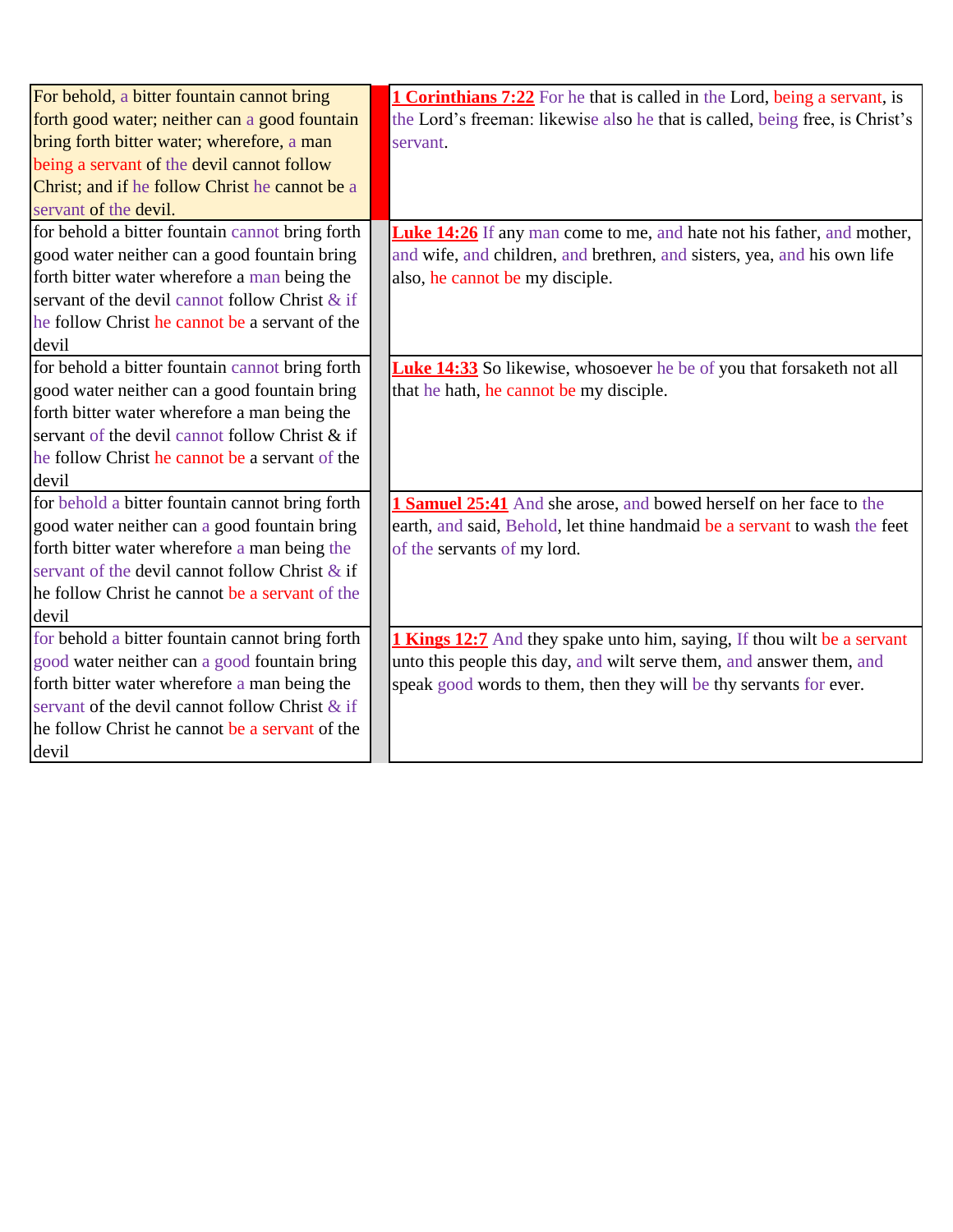| | |
|---|---|
| For behold, a bitter fountain cannot bring forth good water; neither can a good fountain bring forth bitter water; wherefore, a man being a servant of the devil cannot follow Christ; and if he follow Christ he cannot be a servant of the devil. | **1 Corinthians 7:22** For he that is called in the Lord, being a servant, is the Lord's freeman: likewise also he that is called, being free, is Christ's servant. |
| for behold a bitter fountain cannot bring forth good water neither can a good fountain bring forth bitter water wherefore a man being the servant of the devil cannot follow Christ & if he follow Christ he cannot be a servant of the devil | **Luke 14:26** If any man come to me, and hate not his father, and mother, and wife, and children, and brethren, and sisters, yea, and his own life also, he cannot be my disciple. |
| for behold a bitter fountain cannot bring forth good water neither can a good fountain bring forth bitter water wherefore a man being the servant of the devil cannot follow Christ & if he follow Christ he cannot be a servant of the devil | **Luke 14:33** So likewise, whosoever he be of you that forsaketh not all that he hath, he cannot be my disciple. |
| for behold a bitter fountain cannot bring forth good water neither can a good fountain bring forth bitter water wherefore a man being the servant of the devil cannot follow Christ & if he follow Christ he cannot be a servant of the devil | **1 Samuel 25:41** And she arose, and bowed herself on her face to the earth, and said, Behold, let thine handmaid be a servant to wash the feet of the servants of my lord. |
| for behold a bitter fountain cannot bring forth good water neither can a good fountain bring forth bitter water wherefore a man being the servant of the devil cannot follow Christ & if he follow Christ he cannot be a servant of the devil | **1 Kings 12:7** And they spake unto him, saying, If thou wilt be a servant unto this people this day, and wilt serve them, and answer them, and speak good words to them, then they will be thy servants for ever. |